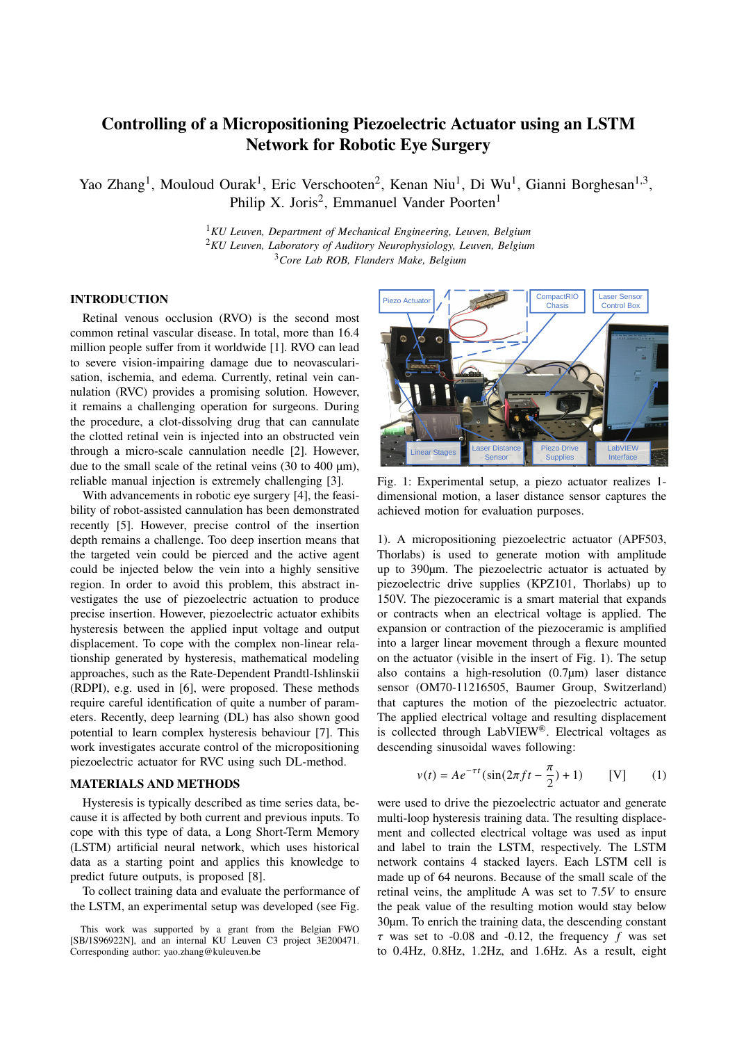# Controlling of a Micropositioning Piezoelectric Actuator using an LSTM Network for Robotic Eye Surgery

Yao Zhang[1], Mouloud Ourak[1], Eric Verschooten[2], Kenan Niu[1], Di Wu[1], Gianni Borghesan[1,3], Philip X. Joris[2], Emmanuel Vander Poorten[1]

[1]*KU Leuven, Department of Mechanical Engineering, Leuven, Belgium*
[2]*KU Leuven, Laboratory of Auditory Neurophysiology, Leuven, Belgium*
[3]*Core Lab ROB, Flanders Make, Belgium*

## INTRODUCTION

Retinal venous occlusion (RVO) is the second most common retinal vascular disease. In total, more than 16.4 million people suffer from it worldwide [1]. RVO can lead to severe vision-impairing damage due to neovascularisation, ischemia, and edema. Currently, retinal vein cannulation (RVC) provides a promising solution. However, it remains a challenging operation for surgeons. During the procedure, a clot-dissolving drug that can cannulate the clotted retinal vein is injected into an obstructed vein through a micro-scale cannulation needle [2]. However, due to the small scale of the retinal veins (30 to 400 µm), reliable manual injection is extremely challenging [3].

With advancements in robotic eye surgery [4], the feasibility of robot-assisted cannulation has been demonstrated recently [5]. However, precise control of the insertion depth remains a challenge. Too deep insertion means that the targeted vein could be pierced and the active agent could be injected below the vein into a highly sensitive region. In order to avoid this problem, this abstract investigates the use of piezoelectric actuation to produce precise insertion. However, piezoelectric actuator exhibits hysteresis between the applied input voltage and output displacement. To cope with the complex non-linear relationship generated by hysteresis, mathematical modeling approaches, such as the Rate-Dependent Prandtl-Ishlinskii (RDPI), e.g. used in [6], were proposed. These methods require careful identification of quite a number of parameters. Recently, deep learning (DL) has also shown good potential to learn complex hysteresis behaviour [7]. This work investigates accurate control of the micropositioning piezoelectric actuator for RVC using such DL-method.

## MATERIALS AND METHODS

Hysteresis is typically described as time series data, because it is affected by both current and previous inputs. To cope with this type of data, a Long Short-Term Memory (LSTM) artificial neural network, which uses historical data as a starting point and applies this knowledge to predict future outputs, is proposed [8].

To collect training data and evaluate the performance of the LSTM, an experimental setup was developed (see Fig. 1). A micropositioning piezoelectric actuator (APF503, Thorlabs) is used to generate motion with amplitude up to 390µm. The piezoelectric actuator is actuated by piezoelectric drive supplies (KPZ101, Thorlabs) up to 150V. The piezoceramic is a smart material that expands or contracts when an electrical voltage is applied. The expansion or contraction of the piezoceramic is amplified into a larger linear movement through a flexure mounted on the actuator (visible in the insert of Fig. 1). The setup also contains a high-resolution (0.7µm) laser distance sensor (OM70-11216505, Baumer Group, Switzerland) that captures the motion of the piezoelectric actuator. The applied electrical voltage and resulting displacement is collected through LabVIEW®. Electrical voltages as descending sinusoidal waves following:

$$v(t) = Ae^{-\tau t}(\sin(2\pi f t - \frac{\pi}{2}) + 1) \qquad [\text{V}] \qquad (1)$$

were used to drive the piezoelectric actuator and generate multi-loop hysteresis training data. The resulting displacement and collected electrical voltage was used as input and label to train the LSTM, respectively. The LSTM network contains 4 stacked layers. Each LSTM cell is made up of 64 neurons. Because of the small scale of the retinal veins, the amplitude A was set to 7.5$V$ to ensure the peak value of the resulting motion would stay below 30µm. To enrich the training data, the descending constant $\tau$ was set to -0.08 and -0.12, the frequency $f$ was set to 0.4Hz, 0.8Hz, 1.2Hz, and 1.6Hz. As a result, eight

Fig. 1: Experimental setup, a piezo actuator realizes 1-dimensional motion, a laser distance sensor captures the achieved motion for evaluation purposes.

This work was supported by a grant from the Belgian FWO [SB/1S96922N], and an internal KU Leuven C3 project 3E200471. Corresponding author: yao.zhang@kuleuven.be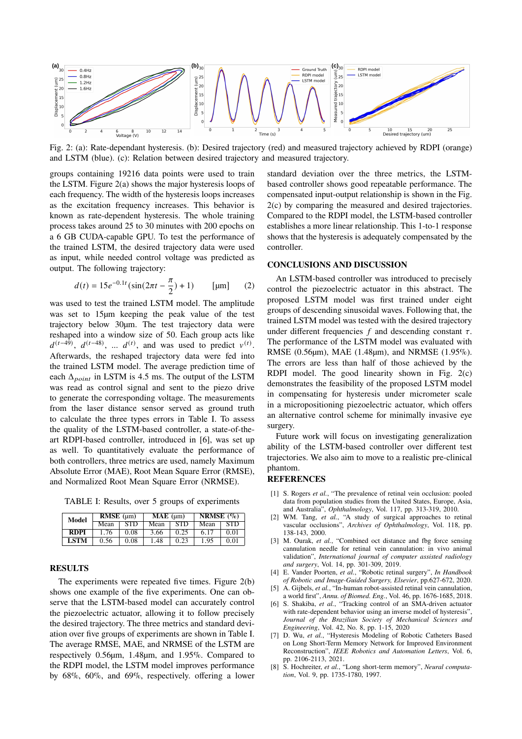(a)
Displacement (um)
0.4Hz
0.8Hz
1.2Hz
1.6Hz
Voltage (V)

(b)
Displacement (um)
Ground Truth
RDPI model
LSTM model
Time (s)

(c)
Measured trajectory (um)
RDPI model
LSTM model
Desired trajectory (um)

Fig. 2: (a): Rate-dependant hysteresis. (b): Desired trajectory (red) and measured trajectory achieved by RDPI (orange) and LSTM (blue). (c): Relation between desired trajectory and measured trajectory.

groups containing 19216 data points were used to train the LSTM. Figure 2(a) shows the major hysteresis loops of each frequency. The width of the hysteresis loops increases as the excitation frequency increases. This behavior is known as rate-dependent hysteresis. The whole training process takes around 25 to 30 minutes with 200 epochs on a 6 GB CUDA-capable GPU. To test the performance of the trained LSTM, the desired trajectory data were used as input, while needed control voltage was predicted as output. The following trajectory:

$$d(t) = 15e^{-0.1t}(\sin(2\pi t - \frac{\pi}{2}) + 1) \qquad [\mu\text{m}] \qquad (2)$$

was used to test the trained LSTM model. The amplitude was set to 15μm keeping the peak value of the test trajectory below 30μm. The test trajectory data were reshaped into a window size of 50. Each group acts like $d^{(t-49)}$, $d^{(t-48)}$, ... $d^{(t)}$, and was used to predict $v^{(t)}$. Afterwards, the reshaped trajectory data were fed into the trained LSTM model. The average prediction time of each $\Delta_{point}$ in LSTM is 4.5 ms. The output of the LSTM was read as control signal and sent to the piezo drive to generate the corresponding voltage. The measurements from the laser distance sensor served as ground truth to calculate the three types errors in Table I. To assess the quality of the LSTM-based controller, a state-of-the-art RDPI-based controller, introduced in [6], was set up as well. To quantitatively evaluate the performance of both controllers, three metrics are used, namely Maximum Absolute Error (MAE), Root Mean Square Error (RMSE), and Normalized Root Mean Square Error (NRMSE).

TABLE I: Results, over 5 groups of experiments

| Model | RMSE (μm) | | MAE (μm) | | NRMSE (%) | |
|---|---|---|---|---|---|---|
| | Mean | STD | Mean | STD | Mean | STD |
| **RDPI** | 1.76 | 0.08 | 3.66 | 0.25 | 6.17 | 0.01 |
| **LSTM** | 0.56 | 0.08 | 1.48 | 0.23 | 1.95 | 0.01 |

## RESULTS

The experiments were repeated five times. Figure 2(b) shows one example of the five experiments. One can observe that the LSTM-based model can accurately control the piezoelectric actuator, allowing it to follow precisely the desired trajectory. The three metrics and standard deviation over five groups of experiments are shown in Table I. The average RMSE, MAE, and NRMSE of the LSTM are respectively 0.56μm, 1.48μm, and 1.95%. Compared to the RDPI model, the LSTM model improves performance by 68%, 60%, and 69%, respectively. offering a lower standard deviation over the three metrics, the LSTM-based controller shows good repeatable performance. The compensated input-output relationship is shown in the Fig. 2(c) by comparing the measured and desired trajectories. Compared to the RDPI model, the LSTM-based controller establishes a more linear relationship. This 1-to-1 response shows that the hysteresis is adequately compensated by the controller.

## CONCLUSIONS AND DISCUSSION

An LSTM-based controller was introduced to precisely control the piezoelectric actuator in this abstract. The proposed LSTM model was first trained under eight groups of descending sinusoidal waves. Following that, the trained LSTM model was tested with the desired trajectory under different frequencies $f$ and descending constant $\tau$. The performance of the LSTM model was evaluated with RMSE (0.56μm), MAE (1.48μm), and NRMSE (1.95%). The errors are less than half of those achieved by the RDPI model. The good linearity shown in Fig. 2(c) demonstrates the feasibility of the proposed LSTM model in compensating for hysteresis under micrometer scale in a micropositioning piezoelectric actuator, which offers an alternative control scheme for minimally invasive eye surgery.

Future work will focus on investigating generalization ability of the LSTM-based controller over different test trajectories. We also aim to move to a realistic pre-clinical phantom.

## REFERENCES

[1] S. Rogers *et al.*, "The prevalence of retinal vein occlusion: pooled data from population studies from the United States, Europe, Asia, and Australia", *Ophthalmology*, Vol. 117, pp. 313-319, 2010.

[2] WM. Tang, *et al.*, "A study of surgical approaches to retinal vascular occlusions", *Archives of Ophthalmology*, Vol. 118, pp. 138-143, 2000.

[3] M. Ourak, *et al.*, "Combined oct distance and fbg force sensing cannulation needle for retinal vein cannulation: in vivo animal validation", *International journal of computer assisted radiology and surgery*, Vol. 14, pp. 301-309, 2019.

[4] E. Vander Poorten, *et al.*, "Robotic retinal surgery", *In Handbook of Robotic and Image-Guided Surgery, Elsevier*, pp.627-672, 2020.

[5] A. Gijbels, *et al.*, "In-human robot-assisted retinal vein cannulation, a world first", *Annu. of Biomed. Eng.*, Vol. 46, pp. 1676-1685, 2018.

[6] S. Shakiba, *et al.*, "Tracking control of an SMA-driven actuator with rate-dependent behavior using an inverse model of hysteresis", *Journal of the Brazilian Society of Mechanical Sciences and Engineering*, Vol. 42, No. 8, pp. 1-15, 2020

[7] D. Wu, *et al.*, "Hysteresis Modeling of Robotic Catheters Based on Long Short-Term Memory Network for Improved Environment Reconstruction", *IEEE Robotics and Automation Letters*, Vol. 6, pp. 2106-2113, 2021.

[8] S. Hochreiter, *et al.*, "Long short-term memory", *Neural computation*, Vol. 9, pp. 1735-1780, 1997.